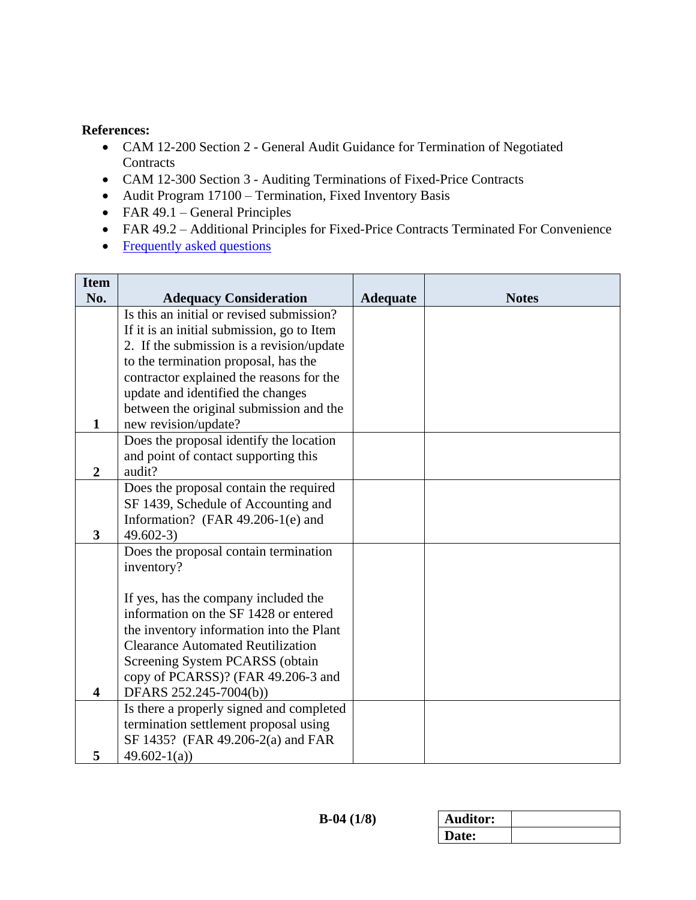**References:**

- CAM 12-200 Section 2 - General Audit Guidance for Termination of Negotiated Contracts
- CAM 12-300 Section 3 - Auditing Terminations of Fixed-Price Contracts
- Audit Program 17100 – Termination, Fixed Inventory Basis
- FAR 49.1 – General Principles
- FAR 49.2 – Additional Principles for Fixed-Price Contracts Terminated For Convenience
- Frequently asked questions

| Item No. | Adequacy Consideration | Adequate | Notes |
|---|---|---|---|
| 1 | Is this an initial or revised submission? If it is an initial submission, go to Item 2. If the submission is a revision/update to the termination proposal, has the contractor explained the reasons for the update and identified the changes between the original submission and the new revision/update? | | |
| 2 | Does the proposal identify the location and point of contact supporting this audit? | | |
| 3 | Does the proposal contain the required SF 1439, Schedule of Accounting and Information? (FAR 49.206-1(e) and 49.602-3) | | |
| 4 | Does the proposal contain termination inventory?<br><br>If yes, has the company included the information on the SF 1428 or entered the inventory information into the Plant Clearance Automated Reutilization Screening System PCARSS (obtain copy of PCARSS)? (FAR 49.206-3 and DFARS 252.245-7004(b)) | | |
| 5 | Is there a properly signed and completed termination settlement proposal using SF 1435? (FAR 49.206-2(a) and FAR 49.602-1(a)) | | |

B-04 (1/8)

| Auditor: | |
|---|---|
| Date: | |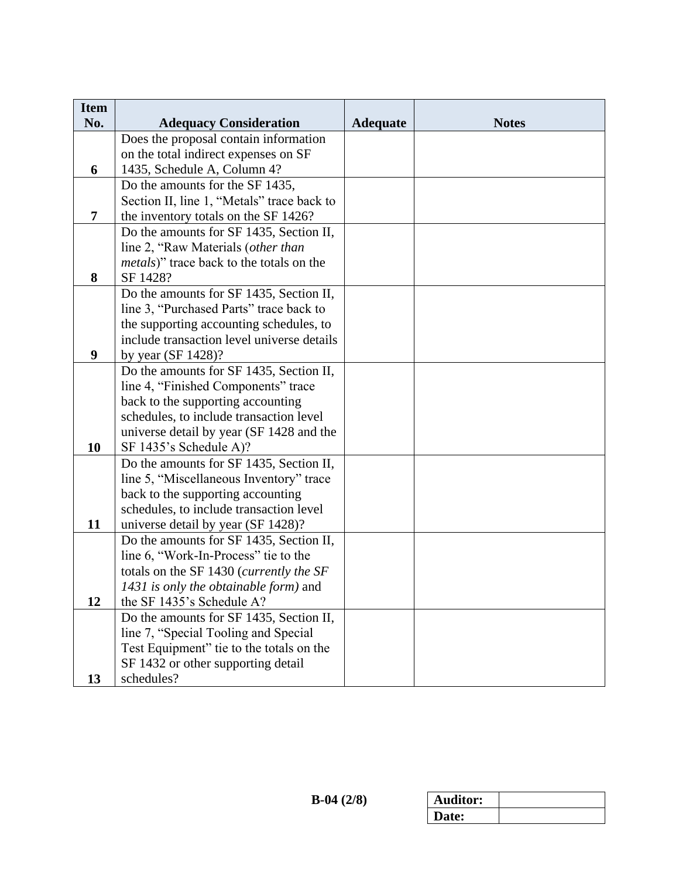| Item No. | Adequacy Consideration | Adequate | Notes |
|---|---|---|---|
| 6 | Does the proposal contain information on the total indirect expenses on SF 1435, Schedule A, Column 4? | | |
| 7 | Do the amounts for the SF 1435, Section II, line 1, "Metals" trace back to the inventory totals on the SF 1426? | | |
| 8 | Do the amounts for SF 1435, Section II, line 2, "Raw Materials (*other than metals*)" trace back to the totals on the SF 1428? | | |
| 9 | Do the amounts for SF 1435, Section II, line 3, "Purchased Parts" trace back to the supporting accounting schedules, to include transaction level universe details by year (SF 1428)? | | |
| 10 | Do the amounts for SF 1435, Section II, line 4, "Finished Components" trace back to the supporting accounting schedules, to include transaction level universe detail by year (SF 1428 and the SF 1435's Schedule A)? | | |
| 11 | Do the amounts for SF 1435, Section II, line 5, "Miscellaneous Inventory" trace back to the supporting accounting schedules, to include transaction level universe detail by year (SF 1428)? | | |
| 12 | Do the amounts for SF 1435, Section II, line 6, "Work-In-Process" tie to the totals on the SF 1430 (*currently the SF 1431 is only the obtainable form)* and the SF 1435's Schedule A? | | |
| 13 | Do the amounts for SF 1435, Section II, line 7, "Special Tooling and Special Test Equipment" tie to the totals on the SF 1432 or other supporting detail schedules? | | |

B-04 (2/8)

| Auditor: | |
|---|---|
| Date: | |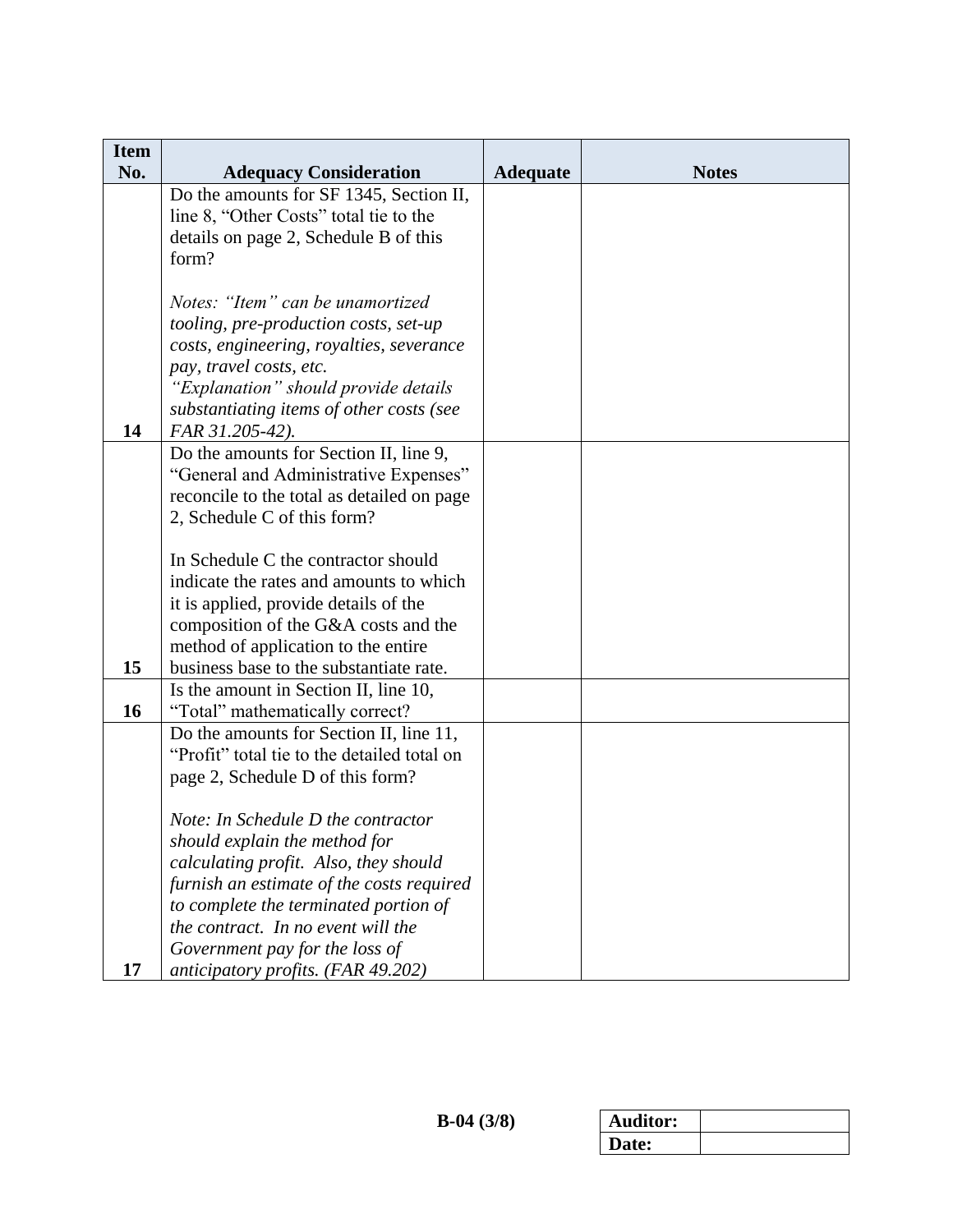| Item No. | Adequacy Consideration | Adequate | Notes |
|---|---|---|---|
| 14 | Do the amounts for SF 1345, Section II, line 8, “Other Costs” total tie to the details on page 2, Schedule B of this form?<br><br>*Notes: “Item” can be unamortized tooling, pre-production costs, set-up costs, engineering, royalties, severance pay, travel costs, etc.*<br>*“Explanation” should provide details substantiating items of other costs (see FAR 31.205-42).* | | |
| 15 | Do the amounts for Section II, line 9, “General and Administrative Expenses” reconcile to the total as detailed on page 2, Schedule C of this form?<br><br>In Schedule C the contractor should indicate the rates and amounts to which it is applied, provide details of the composition of the G&A costs and the method of application to the entire business base to the substantiate rate. | | |
| 16 | Is the amount in Section II, line 10, “Total” mathematically correct? | | |
| 17 | Do the amounts for Section II, line 11, “Profit” total tie to the detailed total on page 2, Schedule D of this form?<br><br>*Note: In Schedule D the contractor should explain the method for calculating profit. Also, they should furnish an estimate of the costs required to complete the terminated portion of the contract. In no event will the Government pay for the loss of anticipatory profits. (FAR 49.202)* | | |

B-04 (3/8)

| Auditor: | |
|---|---|
| Date: | |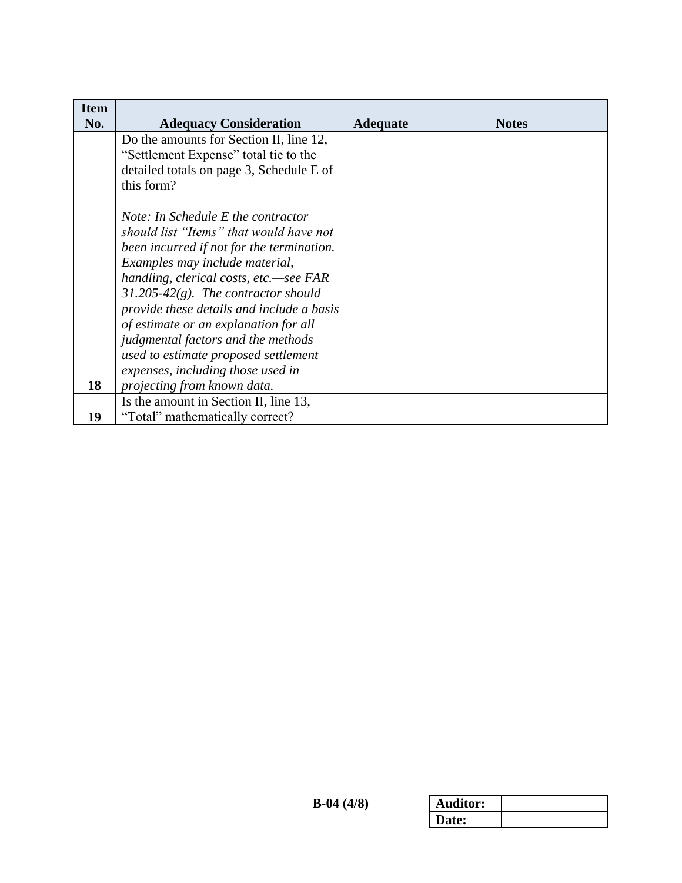| Item No. | Adequacy Consideration | Adequate | Notes |
|---|---|---|---|
| 18 | Do the amounts for Section II, line 12, "Settlement Expense" total tie to the detailed totals on page 3, Schedule E of this form?<br><br>*Note: In Schedule E the contractor should list "Items" that would have not been incurred if not for the termination. Examples may include material, handling, clerical costs, etc.—see FAR 31.205-42(g). The contractor should provide these details and include a basis of estimate or an explanation for all judgmental factors and the methods used to estimate proposed settlement expenses, including those used in projecting from known data.* | | |
| 19 | Is the amount in Section II, line 13, "Total" mathematically correct? | | |

**B-04 (4/8)**

| **Auditor:** | |
|---|---|
| **Date:** | |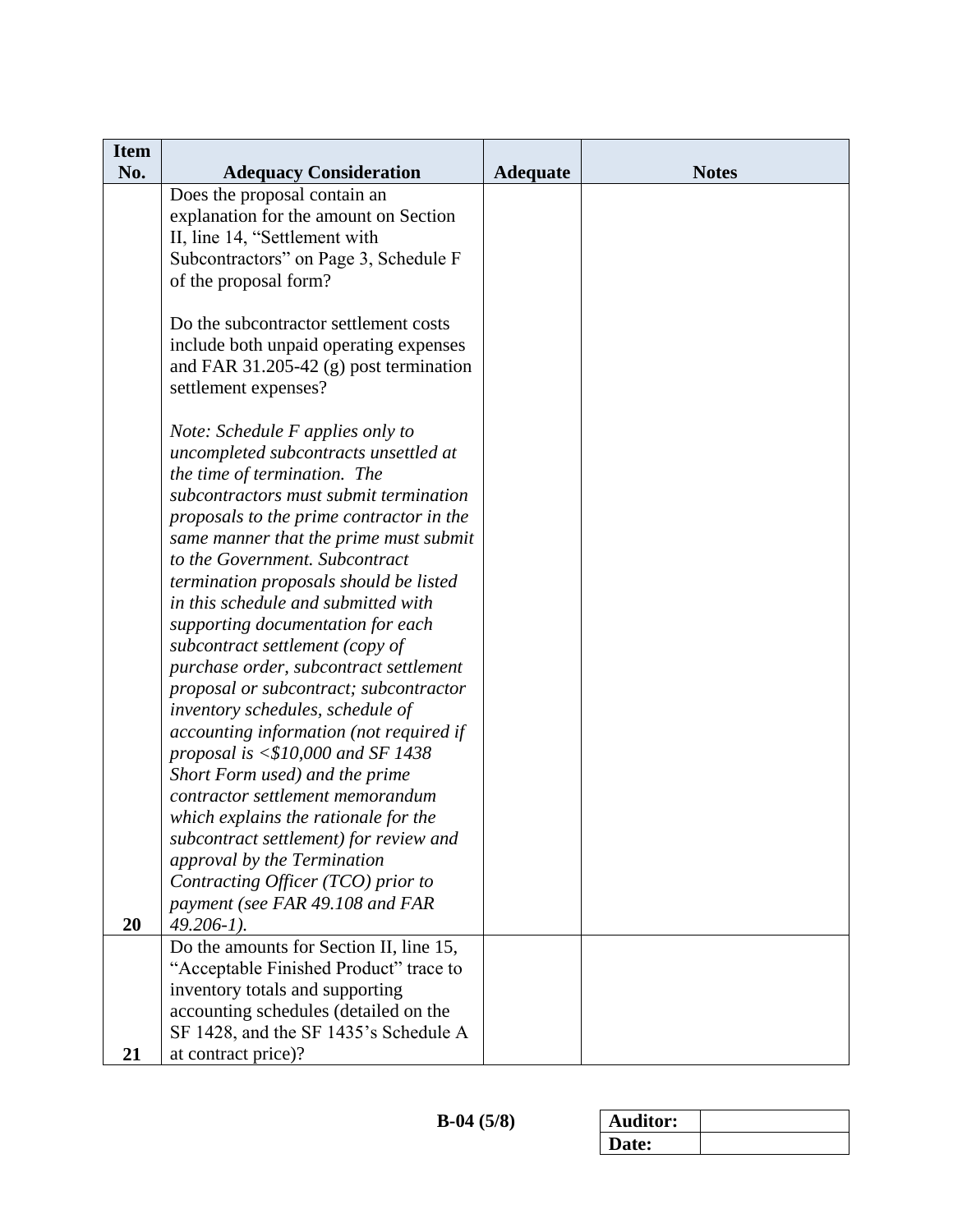| Item No. | Adequacy Consideration | Adequate | Notes |
|---|---|---|---|
| 20 | Does the proposal contain an explanation for the amount on Section II, line 14, "Settlement with Subcontractors" on Page 3, Schedule F of the proposal form?<br><br>Do the subcontractor settlement costs include both unpaid operating expenses and FAR 31.205-42 (g) post termination settlement expenses?<br><br>*Note: Schedule F applies only to uncompleted subcontracts unsettled at the time of termination. The subcontractors must submit termination proposals to the prime contractor in the same manner that the prime must submit to the Government. Subcontract termination proposals should be listed in this schedule and submitted with supporting documentation for each subcontract settlement (copy of purchase order, subcontract settlement proposal or subcontract; subcontractor inventory schedules, schedule of accounting information (not required if proposal is <$10,000 and SF 1438 Short Form used) and the prime contractor settlement memorandum which explains the rationale for the subcontract settlement) for review and approval by the Termination Contracting Officer (TCO) prior to payment (see FAR 49.108 and FAR 49.206-1).* | | |
| 21 | Do the amounts for Section II, line 15, "Acceptable Finished Product" trace to inventory totals and supporting accounting schedules (detailed on the SF 1428, and the SF 1435's Schedule A at contract price)? | | |

**B-04 (5/8)**

| **Auditor:** | |
|---|---|
| **Date:** | |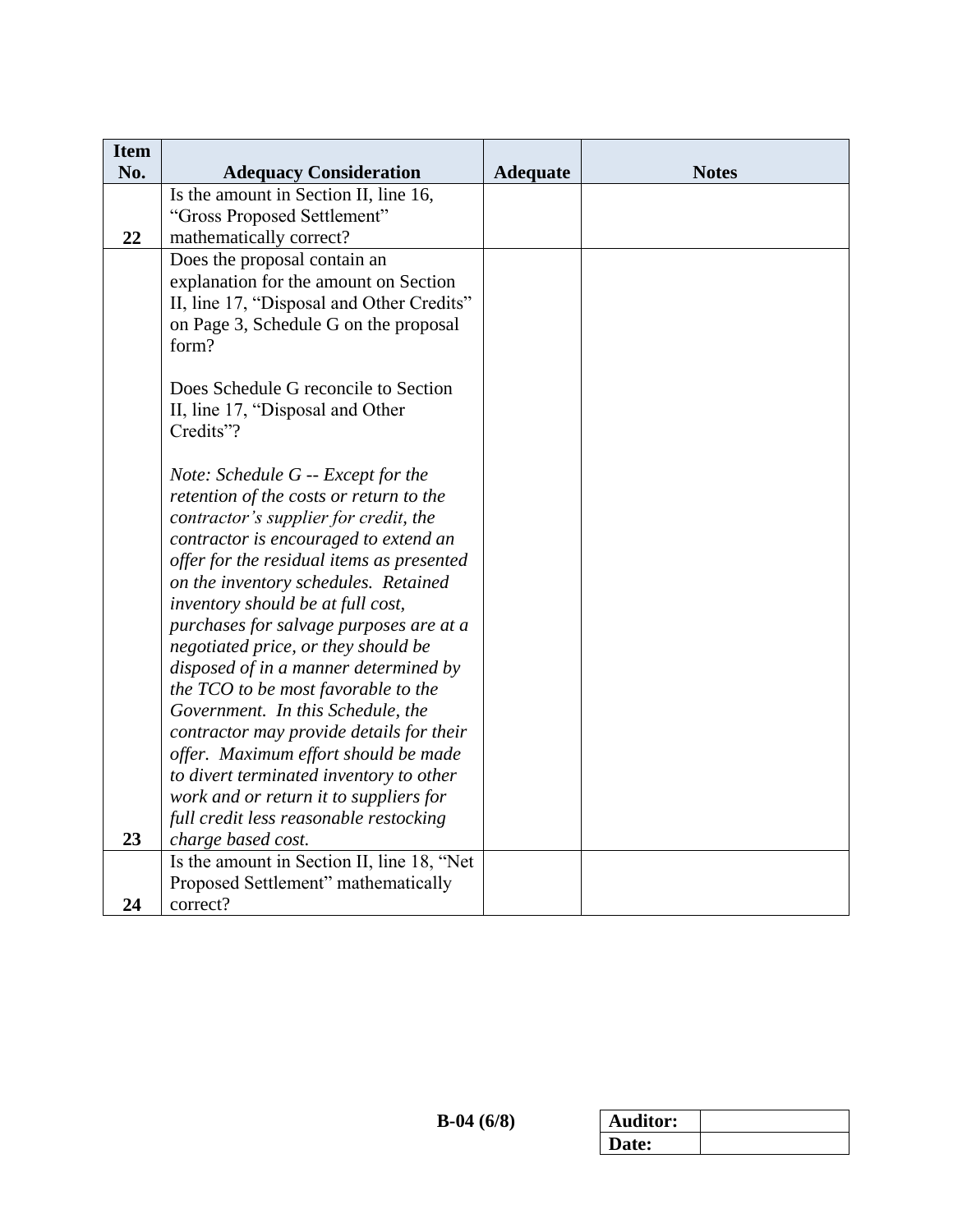| Item No. | Adequacy Consideration | Adequate | Notes |
|---|---|---|---|
| 22 | Is the amount in Section II, line 16, "Gross Proposed Settlement" mathematically correct? | | |
| 23 | Does the proposal contain an explanation for the amount on Section II, line 17, "Disposal and Other Credits" on Page 3, Schedule G on the proposal form?<br><br>Does Schedule G reconcile to Section II, line 17, "Disposal and Other Credits"?<br><br>*Note: Schedule G -- Except for the retention of the costs or return to the contractor's supplier for credit, the contractor is encouraged to extend an offer for the residual items as presented on the inventory schedules. Retained inventory should be at full cost, purchases for salvage purposes are at a negotiated price, or they should be disposed of in a manner determined by the TCO to be most favorable to the Government. In this Schedule, the contractor may provide details for their offer. Maximum effort should be made to divert terminated inventory to other work and or return it to suppliers for full credit less reasonable restocking charge based cost.* | | |
| 24 | Is the amount in Section II, line 18, "Net Proposed Settlement" mathematically correct? | | |

B-04 (6/8)

| Auditor: | |
|---|---|
| Date: | |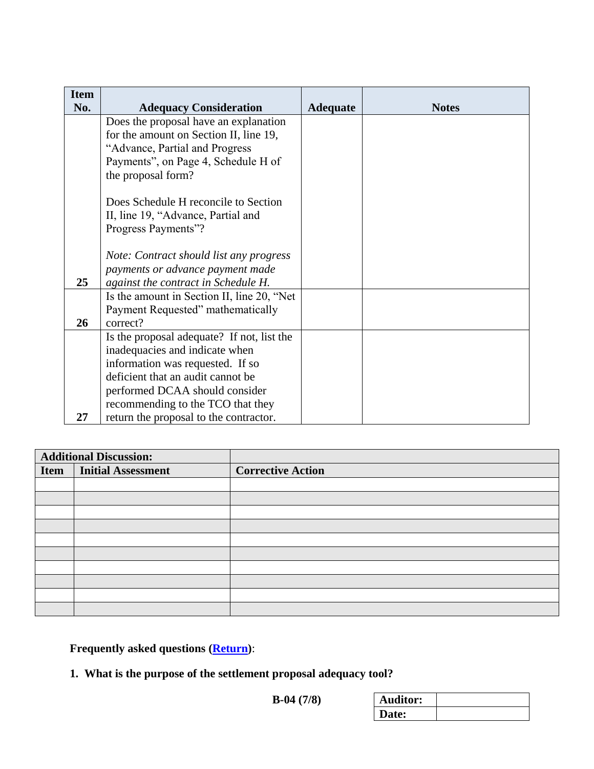| Item No. | Adequacy Consideration | Adequate | Notes |
|---|---|---|---|
| 25 | Does the proposal have an explanation for the amount on Section II, line 19, “Advance, Partial and Progress Payments”, on Page 4, Schedule H of the proposal form?<br><br>Does Schedule H reconcile to Section II, line 19, “Advance, Partial and Progress Payments”?<br><br>*Note: Contract should list any progress payments or advance payment made against the contract in Schedule H.* | | |
| 26 | Is the amount in Section II, line 20, “Net Payment Requested” mathematically correct? | | |
| 27 | Is the proposal adequate? If not, list the inadequacies and indicate when information was requested. If so deficient that an audit cannot be performed DCAA should consider recommending to the TCO that they return the proposal to the contractor. | | |

| **Additional Discussion:** | | |
|---|---|---|
| **Item** | **Initial Assessment** | **Corrective Action** |
| | | |
| | | |
| | | |
| | | |
| | | |
| | | |
| | | |
| | | |
| | | |
| | | |

**Frequently asked questions (Return):**

1. **What is the purpose of the settlement proposal adequacy tool?**

B-04 (7/8)

| **Auditor:** | |
|---|---|
| **Date:** | |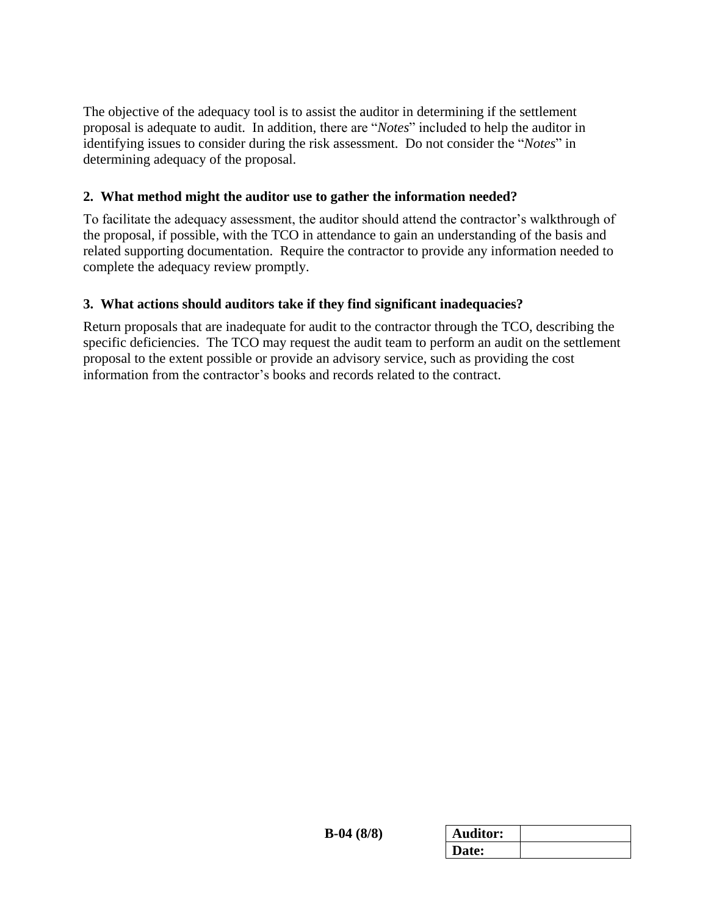The objective of the adequacy tool is to assist the auditor in determining if the settlement proposal is adequate to audit. In addition, there are "*Notes*" included to help the auditor in identifying issues to consider during the risk assessment. Do not consider the "*Notes*" in determining adequacy of the proposal.

**2. What method might the auditor use to gather the information needed?**

To facilitate the adequacy assessment, the auditor should attend the contractor's walkthrough of the proposal, if possible, with the TCO in attendance to gain an understanding of the basis and related supporting documentation. Require the contractor to provide any information needed to complete the adequacy review promptly.

**3. What actions should auditors take if they find significant inadequacies?**

Return proposals that are inadequate for audit to the contractor through the TCO, describing the specific deficiencies. The TCO may request the audit team to perform an audit on the settlement proposal to the extent possible or provide an advisory service, such as providing the cost information from the contractor's books and records related to the contract.

**B-04 (8/8)**

| | |
|---|---|
| **Auditor:** | |
| **Date:** | |